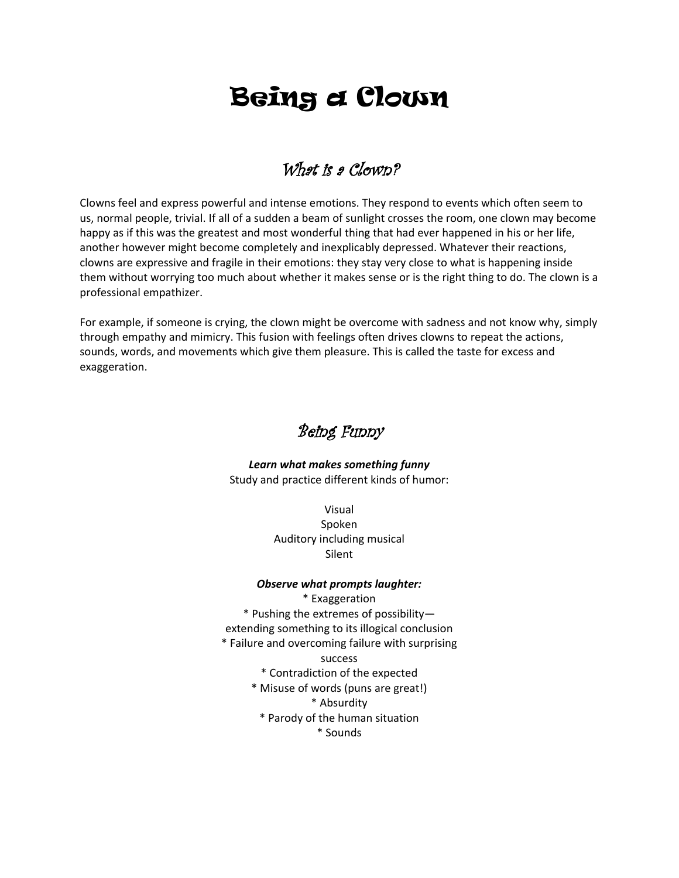# Being a Clown

## *What is a Clown?*

Clowns feel and express powerful and intense emotions. They respond to events which often seem to us, normal people, trivial. If all of a sudden a beam of sunlight crosses the room, one clown may become happy as if this was the greatest and most wonderful thing that had ever happened in his or her life, another however might become completely and inexplicably depressed. Whatever their reactions, clowns are expressive and fragile in their emotions: they stay very close to what is happening inside them without worrying too much about whether it makes sense or is the right thing to do. The clown is a professional empathizer.

For example, if someone is crying, the clown might be overcome with sadness and not know why, simply through empathy and mimicry. This fusion with feelings often drives clowns to repeat the actions, sounds, words, and movements which give them pleasure. This is called the taste for excess and exaggeration.

## *Being Funny*

***Learn what makes something funny***

Study and practice different kinds of humor:

Visual
Spoken
Auditory including musical
Silent

***Observe what prompts laughter:***

* Exaggeration
* Pushing the extremes of possibility—extending something to its illogical conclusion
* Failure and overcoming failure with surprising success
* Contradiction of the expected
* Misuse of words (puns are great!)
* Absurdity
* Parody of the human situation
* Sounds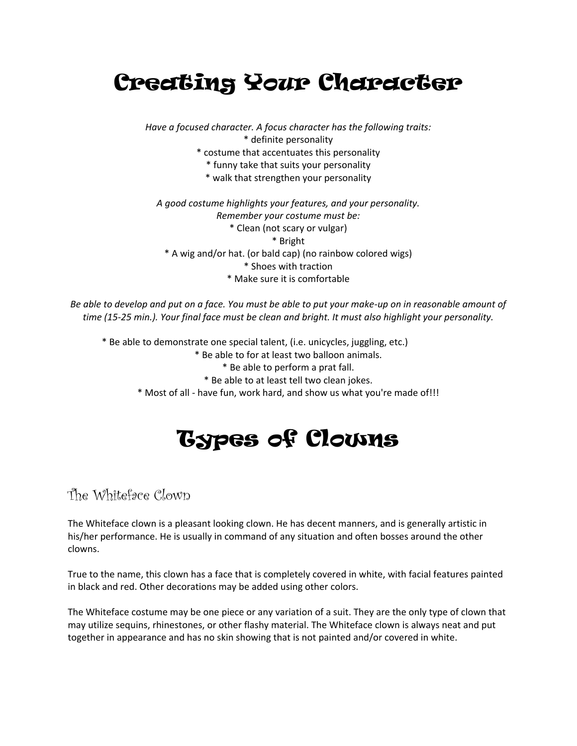# Creating Your Character

*Have a focused character. A focus character has the following traits:*
* definite personality
* costume that accentuates this personality
* funny take that suits your personality
* walk that strengthen your personality

*A good costume highlights your features, and your personality.*
*Remember your costume must be:*
* Clean (not scary or vulgar)
* Bright
* A wig and/or hat. (or bald cap) (no rainbow colored wigs)
* Shoes with traction
* Make sure it is comfortable

*Be able to develop and put on a face. You must be able to put your make-up on in reasonable amount of time (15-25 min.). Your final face must be clean and bright. It must also highlight your personality.*

* Be able to demonstrate one special talent, (i.e. unicycles, juggling, etc.)
* Be able to for at least two balloon animals.
* Be able to perform a prat fall.
* Be able to at least tell two clean jokes.
* Most of all - have fun, work hard, and show us what you're made of!!!

# Types of Clowns

## The Whiteface Clown

The Whiteface clown is a pleasant looking clown. He has decent manners, and is generally artistic in his/her performance. He is usually in command of any situation and often bosses around the other clowns.

True to the name, this clown has a face that is completely covered in white, with facial features painted in black and red. Other decorations may be added using other colors.

The Whiteface costume may be one piece or any variation of a suit. They are the only type of clown that may utilize sequins, rhinestones, or other flashy material. The Whiteface clown is always neat and put together in appearance and has no skin showing that is not painted and/or covered in white.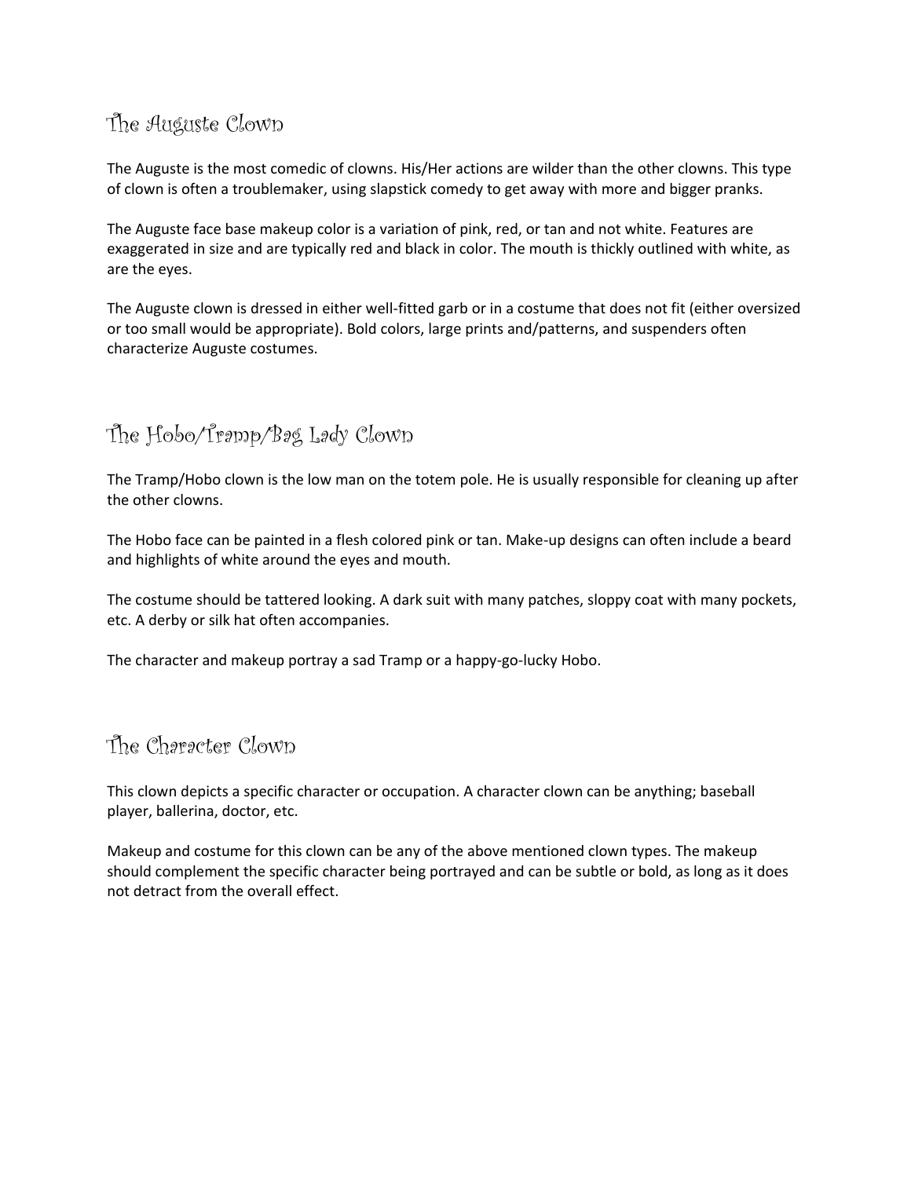## The Auguste Clown

The Auguste is the most comedic of clowns. His/Her actions are wilder than the other clowns. This type of clown is often a troublemaker, using slapstick comedy to get away with more and bigger pranks.

The Auguste face base makeup color is a variation of pink, red, or tan and not white. Features are exaggerated in size and are typically red and black in color. The mouth is thickly outlined with white, as are the eyes.

The Auguste clown is dressed in either well-fitted garb or in a costume that does not fit (either oversized or too small would be appropriate). Bold colors, large prints and/patterns, and suspenders often characterize Auguste costumes.

## The Hobo/Tramp/Bag Lady Clown

The Tramp/Hobo clown is the low man on the totem pole. He is usually responsible for cleaning up after the other clowns.

The Hobo face can be painted in a flesh colored pink or tan. Make-up designs can often include a beard and highlights of white around the eyes and mouth.

The costume should be tattered looking. A dark suit with many patches, sloppy coat with many pockets, etc. A derby or silk hat often accompanies.

The character and makeup portray a sad Tramp or a happy-go-lucky Hobo.

## The Character Clown

This clown depicts a specific character or occupation. A character clown can be anything; baseball player, ballerina, doctor, etc.

Makeup and costume for this clown can be any of the above mentioned clown types. The makeup should complement the specific character being portrayed and can be subtle or bold, as long as it does not detract from the overall effect.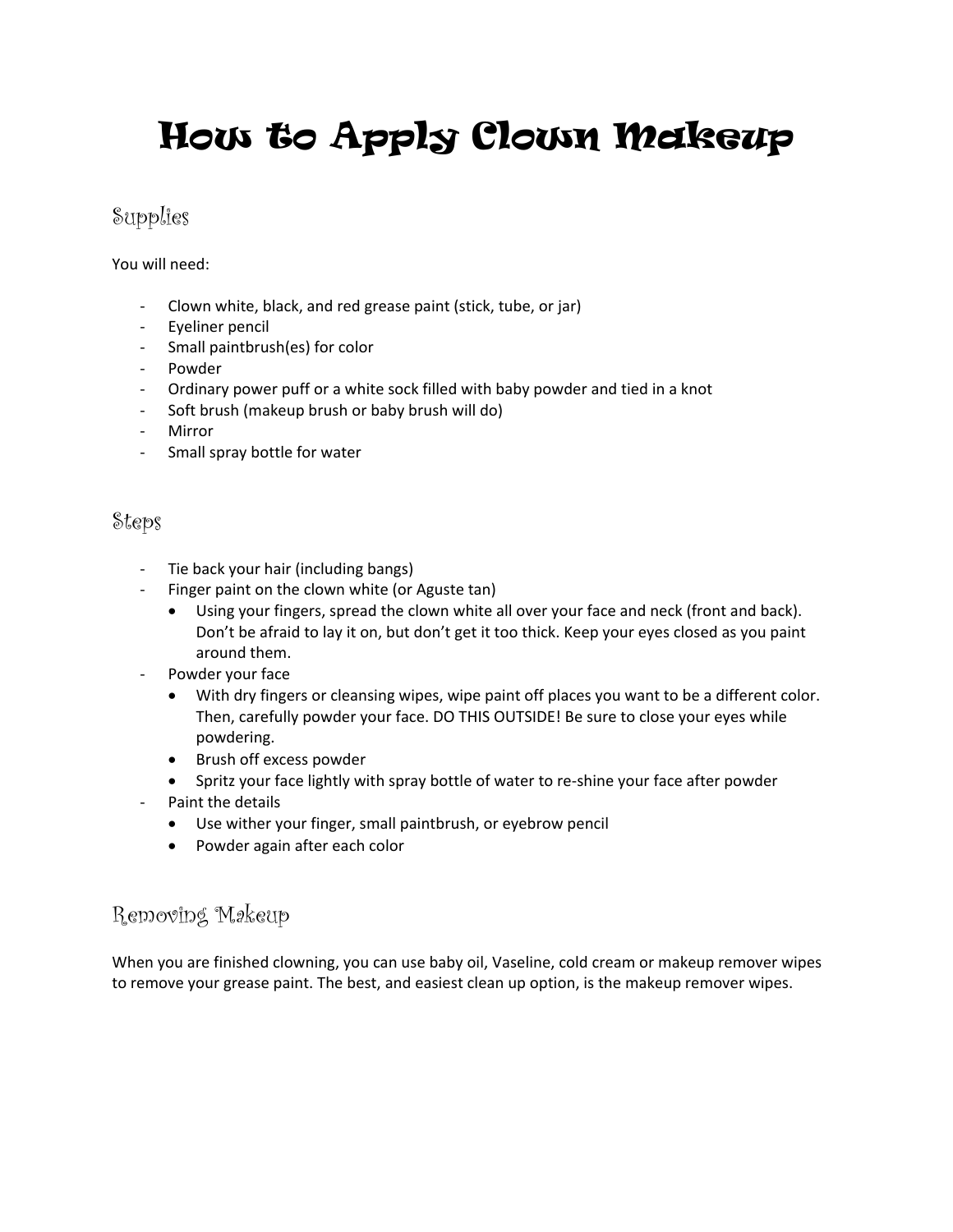# How to Apply Clown Makeup

## Supplies

You will need:

- Clown white, black, and red grease paint (stick, tube, or jar)
- Eyeliner pencil
- Small paintbrush(es) for color
- Powder
- Ordinary power puff or a white sock filled with baby powder and tied in a knot
- Soft brush (makeup brush or baby brush will do)
- Mirror
- Small spray bottle for water

## Steps

- Tie back your hair (including bangs)
- Finger paint on the clown white (or Aguste tan)
    - Using your fingers, spread the clown white all over your face and neck (front and back). Don't be afraid to lay it on, but don't get it too thick. Keep your eyes closed as you paint around them.
- Powder your face
    - With dry fingers or cleansing wipes, wipe paint off places you want to be a different color. Then, carefully powder your face. DO THIS OUTSIDE! Be sure to close your eyes while powdering.
    - Brush off excess powder
    - Spritz your face lightly with spray bottle of water to re-shine your face after powder
- Paint the details
    - Use wither your finger, small paintbrush, or eyebrow pencil
    - Powder again after each color

## Removing Makeup

When you are finished clowning, you can use baby oil, Vaseline, cold cream or makeup remover wipes to remove your grease paint. The best, and easiest clean up option, is the makeup remover wipes.